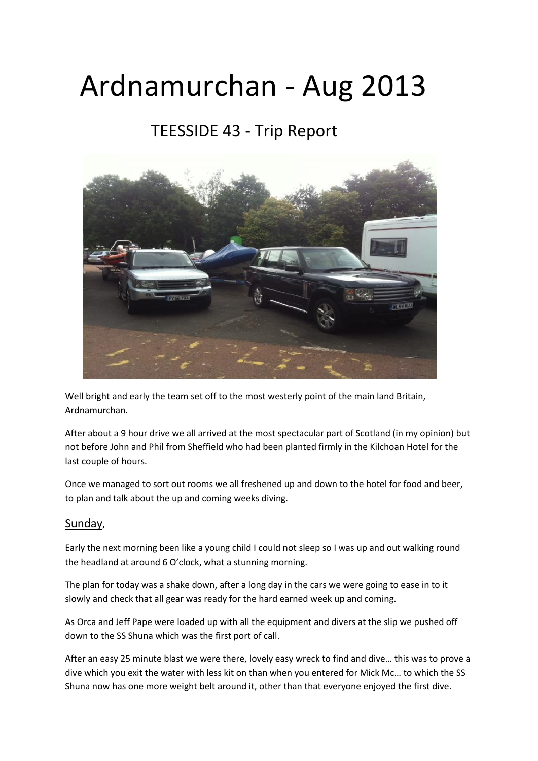# Ardnamurchan - Aug 2013

## TEESSIDE 43 - Trip Report

Well bright and early the team set off to the most westerly point of the main land Britain, Ardnamurchan.

After about a 9 hour drive we all arrived at the most spectacular part of Scotland (in my opinion) but not before John and Phil from Sheffield who had been planted firmly in the Kilchoan Hotel for the last couple of hours.

Once we managed to sort out rooms we all freshened up and down to the hotel for food and beer, to plan and talk about the up and coming weeks diving.

## Sunday,

Early the next morning been like a young child I could not sleep so I was up and out walking round the headland at around 6 O'clock, what a stunning morning.

The plan for today was a shake down, after a long day in the cars we were going to ease in to it slowly and check that all gear was ready for the hard earned week up and coming.

As Orca and Jeff Pape were loaded up with all the equipment and divers at the slip we pushed off down to the SS Shuna which was the first port of call.

After an easy 25 minute blast we were there, lovely easy wreck to find and dive… this was to prove a dive which you exit the water with less kit on than when you entered for Mick Mc… to which the SS Shuna now has one more weight belt around it, other than that everyone enjoyed the first dive.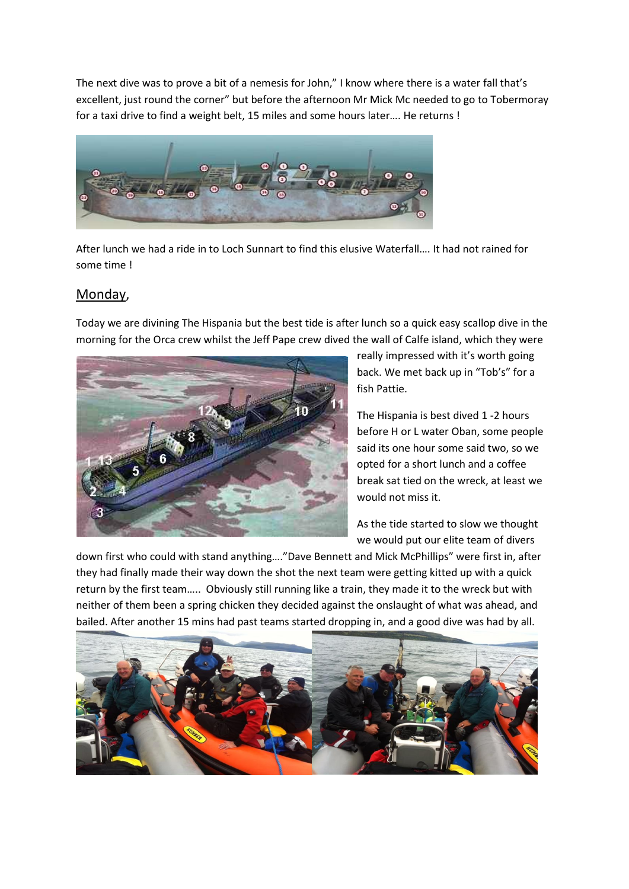The next dive was to prove a bit of a nemesis for John," I know where there is a water fall that's excellent, just round the corner" but before the afternoon Mr Mick Mc needed to go to Tobermoray for a taxi drive to find a weight belt, 15 miles and some hours later…. He returns !

After lunch we had a ride in to Loch Sunnart to find this elusive Waterfall…. It had not rained for some time !

## Monday,

Today we are divining The Hispania but the best tide is after lunch so a quick easy scallop dive in the morning for the Orca crew whilst the Jeff Pape crew dived the wall of Calfe island, which they were really impressed with it's worth going back. We met back up in "Tob's" for a fish Pattie.

The Hispania is best dived 1 -2 hours before H or L water Oban, some people said its one hour some said two, so we opted for a short lunch and a coffee break sat tied on the wreck, at least we would not miss it.

As the tide started to slow we thought we would put our elite team of divers down first who could with stand anything…."Dave Bennett and Mick McPhillips" were first in, after they had finally made their way down the shot the next team were getting kitted up with a quick return by the first team….. Obviously still running like a train, they made it to the wreck but with neither of them been a spring chicken they decided against the onslaught of what was ahead, and bailed. After another 15 mins had past teams started dropping in, and a good dive was had by all.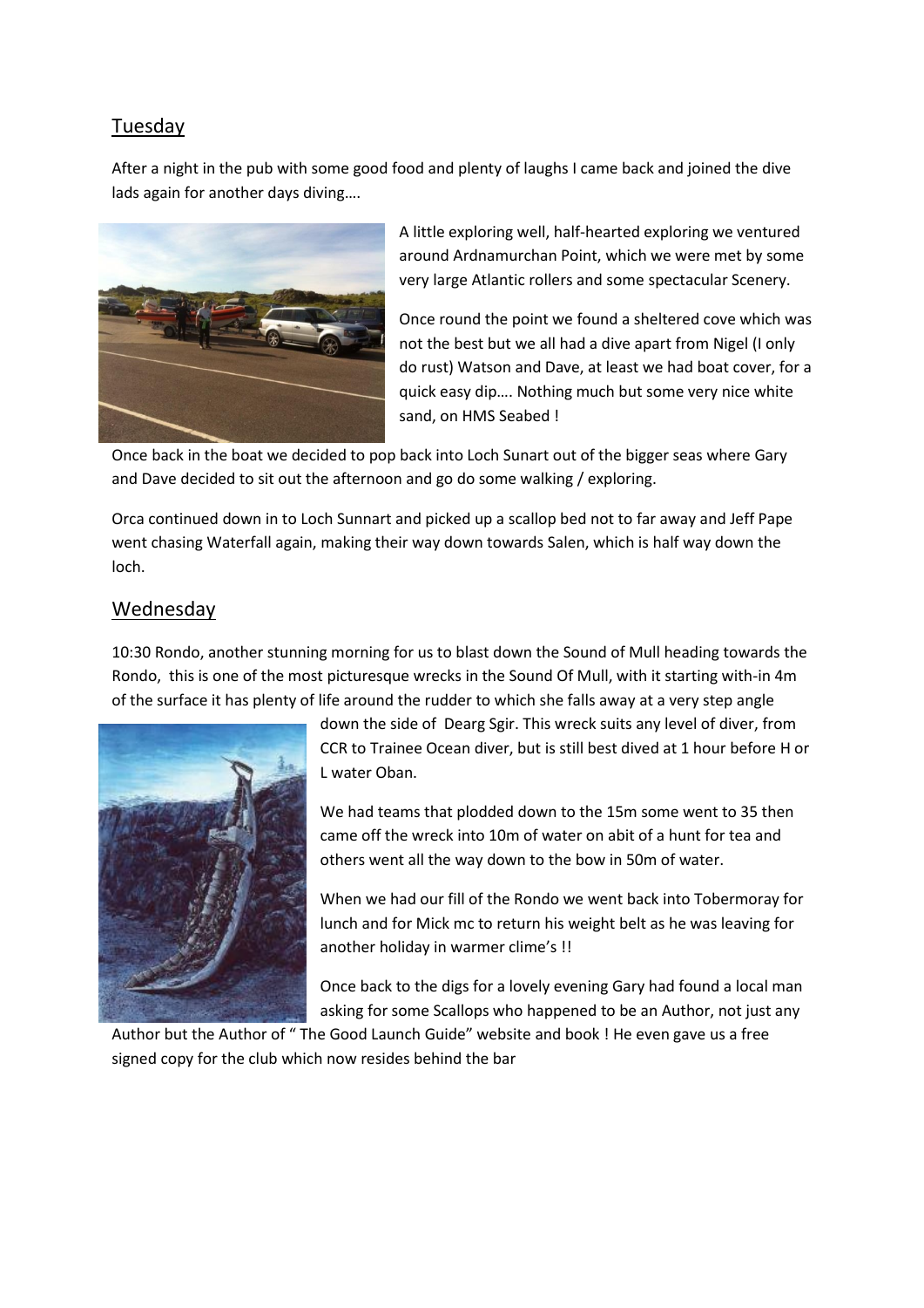## Tuesday

After a night in the pub with some good food and plenty of laughs I came back and joined the dive lads again for another days diving….

A little exploring well, half-hearted exploring we ventured around Ardnamurchan Point, which we were met by some very large Atlantic rollers and some spectacular Scenery.

Once round the point we found a sheltered cove which was not the best but we all had a dive apart from Nigel (I only do rust) Watson and Dave, at least we had boat cover, for a quick easy dip…. Nothing much but some very nice white sand, on HMS Seabed !

Once back in the boat we decided to pop back into Loch Sunart out of the bigger seas where Gary and Dave decided to sit out the afternoon and go do some walking / exploring.

Orca continued down in to Loch Sunnart and picked up a scallop bed not to far away and Jeff Pape went chasing Waterfall again, making their way down towards Salen, which is half way down the loch.

## Wednesday

10:30 Rondo, another stunning morning for us to blast down the Sound of Mull heading towards the Rondo, this is one of the most picturesque wrecks in the Sound Of Mull, with it starting with-in 4m of the surface it has plenty of life around the rudder to which she falls away at a very step angle down the side of Dearg Sgir. This wreck suits any level of diver, from CCR to Trainee Ocean diver, but is still best dived at 1 hour before H or L water Oban.

We had teams that plodded down to the 15m some went to 35 then came off the wreck into 10m of water on abit of a hunt for tea and others went all the way down to the bow in 50m of water.

When we had our fill of the Rondo we went back into Tobermoray for lunch and for Mick mc to return his weight belt as he was leaving for another holiday in warmer clime's !!

Once back to the digs for a lovely evening Gary had found a local man asking for some Scallops who happened to be an Author, not just any Author but the Author of " The Good Launch Guide" website and book ! He even gave us a free signed copy for the club which now resides behind the bar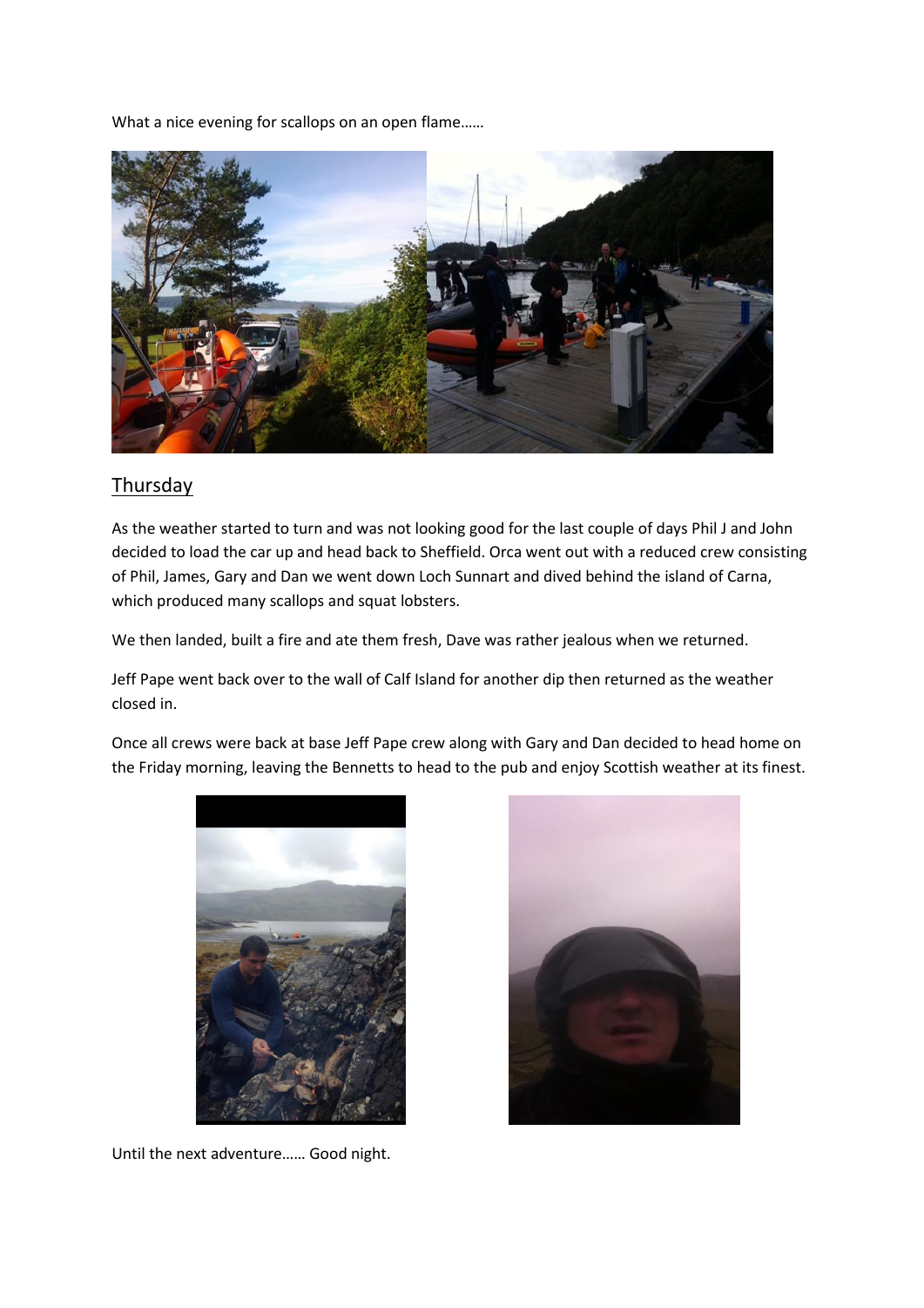What a nice evening for scallops on an open flame……

## Thursday

As the weather started to turn and was not looking good for the last couple of days Phil J and John decided to load the car up and head back to Sheffield. Orca went out with a reduced crew consisting of Phil, James, Gary and Dan we went down Loch Sunnart and dived behind the island of Carna, which produced many scallops and squat lobsters.

We then landed, built a fire and ate them fresh, Dave was rather jealous when we returned.

Jeff Pape went back over to the wall of Calf Island for another dip then returned as the weather closed in.

Once all crews were back at base Jeff Pape crew along with Gary and Dan decided to head home on the Friday morning, leaving the Bennetts to head to the pub and enjoy Scottish weather at its finest.

Until the next adventure…… Good night.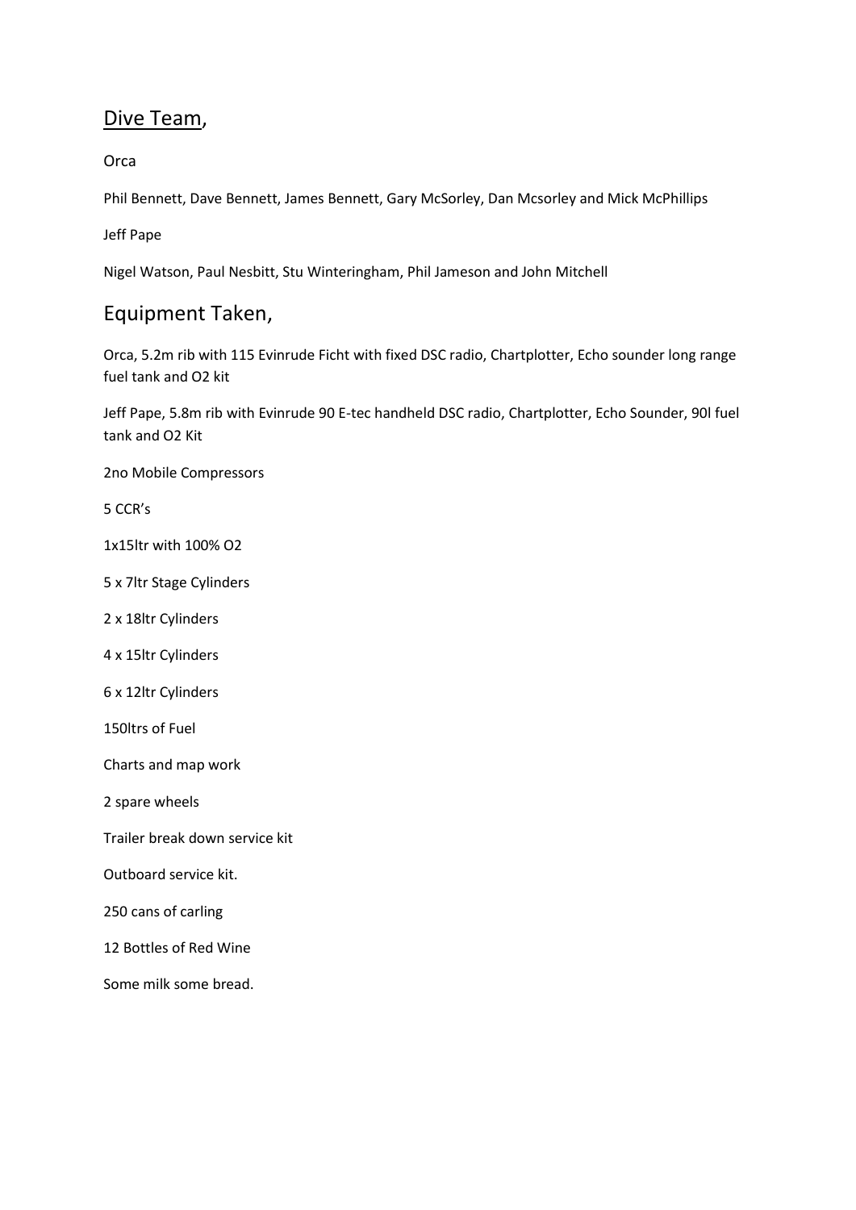## Dive Team,

Orca

Phil Bennett, Dave Bennett, James Bennett, Gary McSorley, Dan Mcsorley and Mick McPhillips

Jeff Pape

Nigel Watson, Paul Nesbitt, Stu Winteringham, Phil Jameson and John Mitchell

## Equipment Taken,

Orca, 5.2m rib with 115 Evinrude Ficht with fixed DSC radio, Chartplotter, Echo sounder long range fuel tank and O2 kit

Jeff Pape, 5.8m rib with Evinrude 90 E-tec handheld DSC radio, Chartplotter, Echo Sounder, 90l fuel tank and O2 Kit

2no Mobile Compressors

5 CCR's

1x15ltr with 100% O2

5 x 7ltr Stage Cylinders

2 x 18ltr Cylinders

4 x 15ltr Cylinders

6 x 12ltr Cylinders

150ltrs of Fuel

Charts and map work

2 spare wheels

Trailer break down service kit

Outboard service kit.

250 cans of carling

12 Bottles of Red Wine

Some milk some bread.